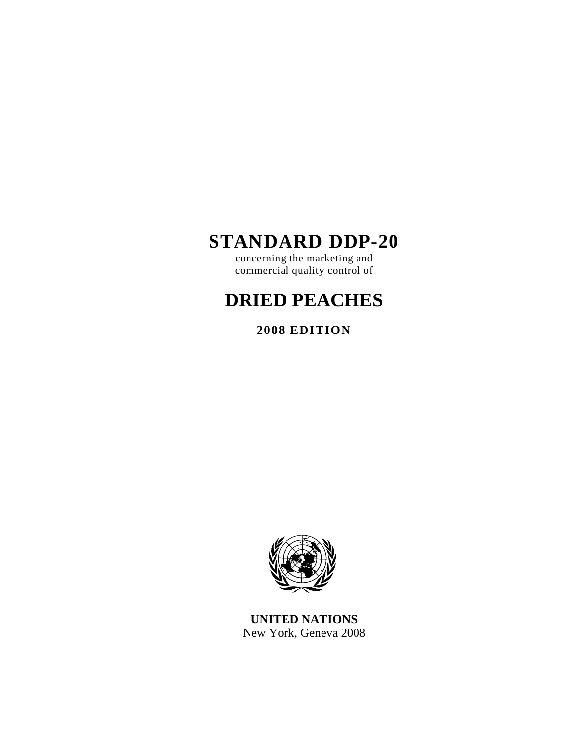# STANDARD DDP-20

concerning the marketing and
commercial quality control of

# DRIED PEACHES

**2008 EDITION**

**UNITED NATIONS**
New York, Geneva 2008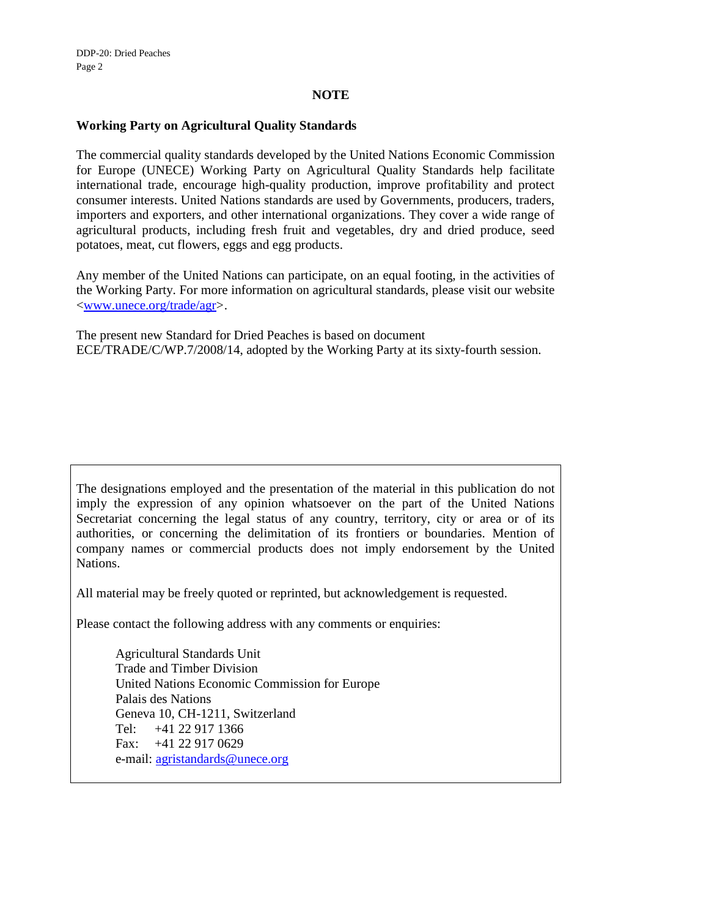## NOTE

### Working Party on Agricultural Quality Standards

The commercial quality standards developed by the United Nations Economic Commission for Europe (UNECE) Working Party on Agricultural Quality Standards help facilitate international trade, encourage high-quality production, improve profitability and protect consumer interests. United Nations standards are used by Governments, producers, traders, importers and exporters, and other international organizations. They cover a wide range of agricultural products, including fresh fruit and vegetables, dry and dried produce, seed potatoes, meat, cut flowers, eggs and egg products.

Any member of the United Nations can participate, on an equal footing, in the activities of the Working Party. For more information on agricultural standards, please visit our website <www.unece.org/trade/agr>.

The present new Standard for Dried Peaches is based on document ECE/TRADE/C/WP.7/2008/14, adopted by the Working Party at its sixty-fourth session.

The designations employed and the presentation of the material in this publication do not imply the expression of any opinion whatsoever on the part of the United Nations Secretariat concerning the legal status of any country, territory, city or area or of its authorities, or concerning the delimitation of its frontiers or boundaries. Mention of company names or commercial products does not imply endorsement by the United Nations.

All material may be freely quoted or reprinted, but acknowledgement is requested.

Please contact the following address with any comments or enquiries:

Agricultural Standards Unit
Trade and Timber Division
United Nations Economic Commission for Europe
Palais des Nations
Geneva 10, CH-1211, Switzerland
Tel: +41 22 917 1366
Fax: +41 22 917 0629
e-mail: agristandards@unece.org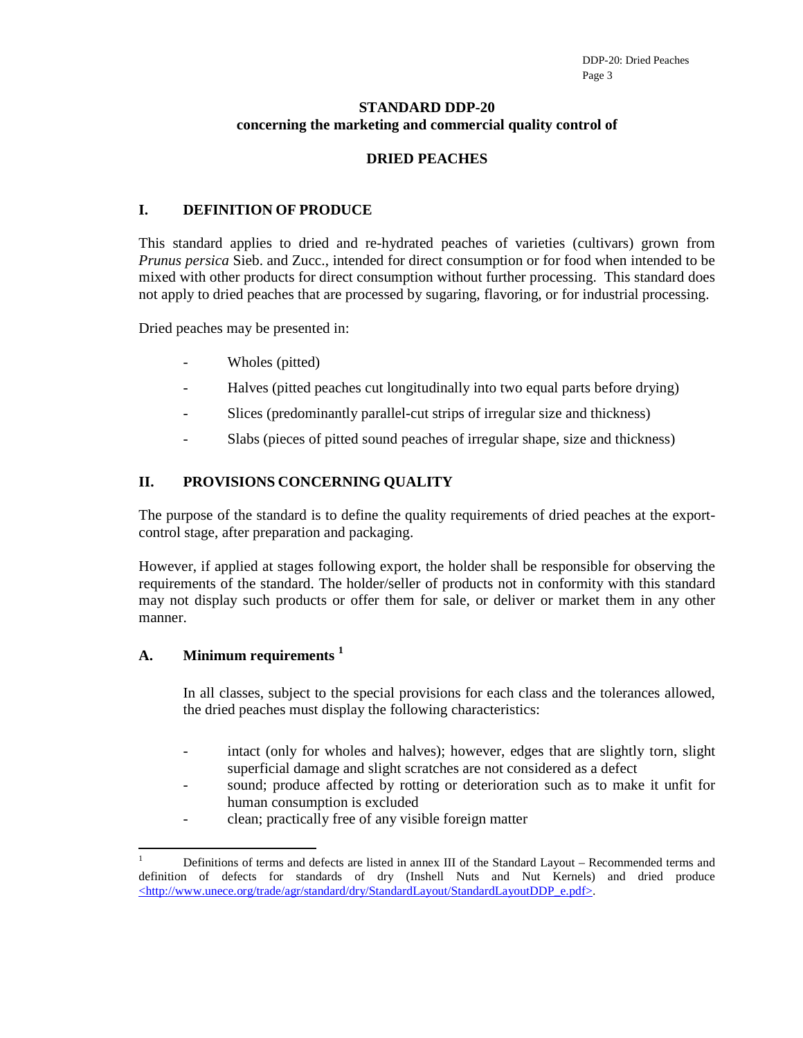**STANDARD DDP-20**
**concerning the marketing and commercial quality control of**

**DRIED PEACHES**

## I. DEFINITION OF PRODUCE

This standard applies to dried and re-hydrated peaches of varieties (cultivars) grown from *Prunus persica* Sieb. and Zucc., intended for direct consumption or for food when intended to be mixed with other products for direct consumption without further processing. This standard does not apply to dried peaches that are processed by sugaring, flavoring, or for industrial processing.

Dried peaches may be presented in:

- Wholes (pitted)
- Halves (pitted peaches cut longitudinally into two equal parts before drying)
- Slices (predominantly parallel-cut strips of irregular size and thickness)
- Slabs (pieces of pitted sound peaches of irregular shape, size and thickness)

## II. PROVISIONS CONCERNING QUALITY

The purpose of the standard is to define the quality requirements of dried peaches at the export-control stage, after preparation and packaging.

However, if applied at stages following export, the holder shall be responsible for observing the requirements of the standard. The holder/seller of products not in conformity with this standard may not display such products or offer them for sale, or deliver or market them in any other manner.

### A. Minimum requirements [1]

In all classes, subject to the special provisions for each class and the tolerances allowed, the dried peaches must display the following characteristics:

- intact (only for wholes and halves); however, edges that are slightly torn, slight superficial damage and slight scratches are not considered as a defect
- sound; produce affected by rotting or deterioration such as to make it unfit for human consumption is excluded
- clean; practically free of any visible foreign matter

---

[1] Definitions of terms and defects are listed in annex III of the Standard Layout – Recommended terms and definition of defects for standards of dry (Inshell Nuts and Nut Kernels) and dried produce <http://www.unece.org/trade/agr/standard/dry/StandardLayout/StandardLayoutDDP_e.pdf>.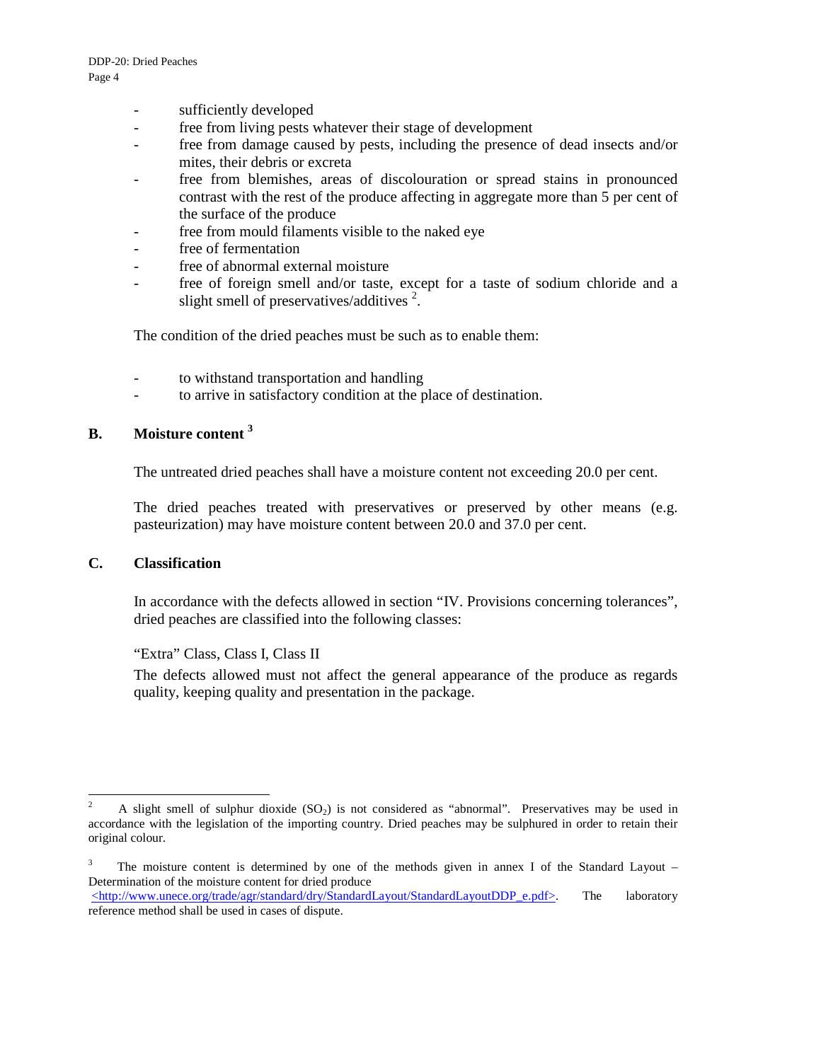- sufficiently developed
- free from living pests whatever their stage of development
- free from damage caused by pests, including the presence of dead insects and/or mites, their debris or excreta
- free from blemishes, areas of discolouration or spread stains in pronounced contrast with the rest of the produce affecting in aggregate more than 5 per cent of the surface of the produce
- free from mould filaments visible to the naked eye
- free of fermentation
- free of abnormal external moisture
- free of foreign smell and/or taste, except for a taste of sodium chloride and a slight smell of preservatives/additives [2].

The condition of the dried peaches must be such as to enable them:

- to withstand transportation and handling
- to arrive in satisfactory condition at the place of destination.

## B. Moisture content [3]

The untreated dried peaches shall have a moisture content not exceeding 20.0 per cent.

The dried peaches treated with preservatives or preserved by other means (e.g. pasteurization) may have moisture content between 20.0 and 37.0 per cent.

## C. Classification

In accordance with the defects allowed in section "IV. Provisions concerning tolerances", dried peaches are classified into the following classes:

"Extra" Class, Class I, Class II

The defects allowed must not affect the general appearance of the produce as regards quality, keeping quality and presentation in the package.

---

[2] A slight smell of sulphur dioxide ($SO_2$) is not considered as "abnormal". Preservatives may be used in accordance with the legislation of the importing country. Dried peaches may be sulphured in order to retain their original colour.

[3] The moisture content is determined by one of the methods given in annex I of the Standard Layout – Determination of the moisture content for dried produce <http://www.unece.org/trade/agr/standard/dry/StandardLayout/StandardLayoutDDP_e.pdf>. The laboratory reference method shall be used in cases of dispute.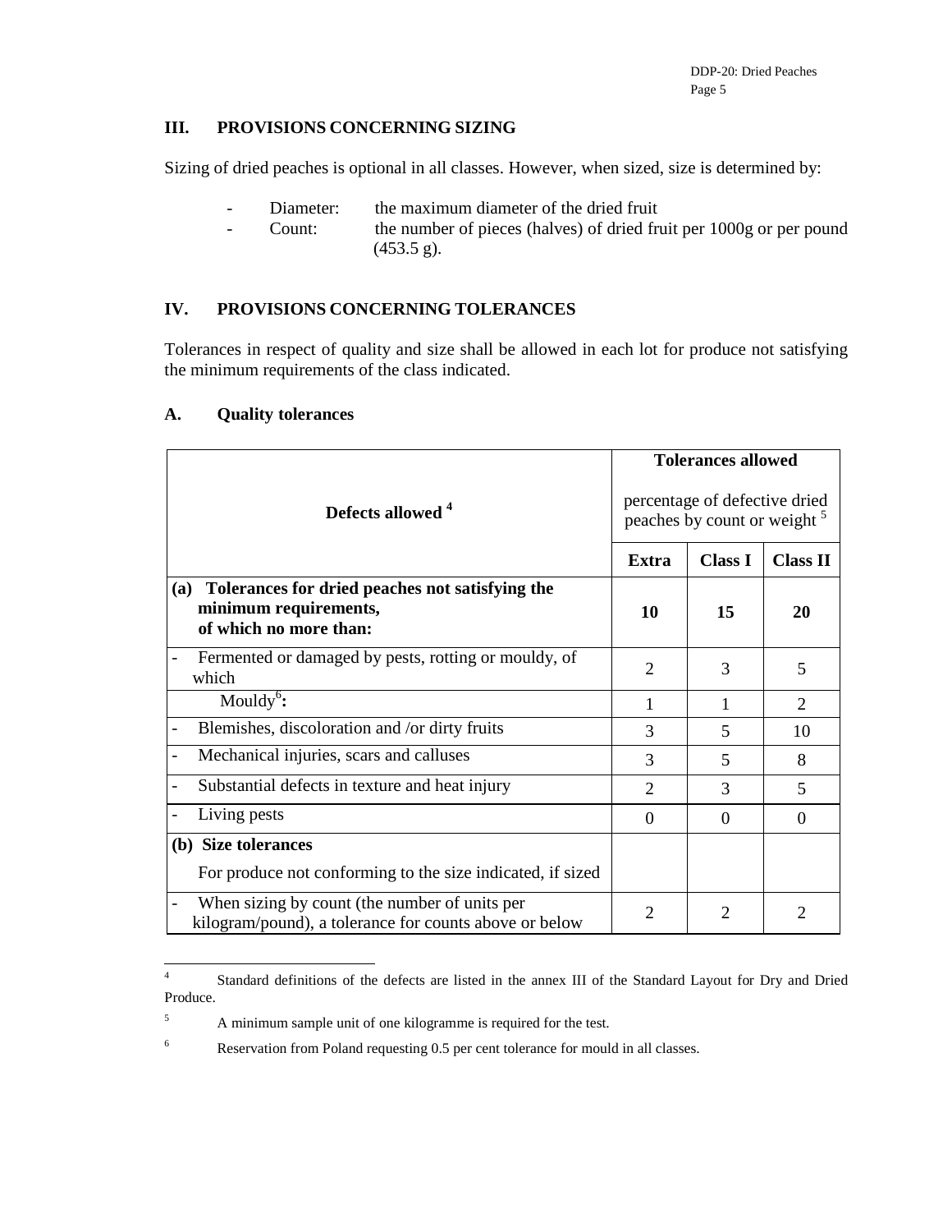## III. PROVISIONS CONCERNING SIZING

Sizing of dried peaches is optional in all classes. However, when sized, size is determined by:

- Diameter: the maximum diameter of the dried fruit
- Count: the number of pieces (halves) of dried fruit per 1000g or per pound (453.5 g).

## IV. PROVISIONS CONCERNING TOLERANCES

Tolerances in respect of quality and size shall be allowed in each lot for produce not satisfying the minimum requirements of the class indicated.

### A. Quality tolerances

| Defects allowed [4] | Tolerances allowed<br>percentage of defective dried peaches by count or weight [5] | | |
|---|---|---|---|
| | **Extra** | **Class I** | **Class II** |
| **(a) Tolerances for dried peaches not satisfying the minimum requirements, of which no more than:** | **10** | **15** | **20** |
| - Fermented or damaged by pests, rotting or mouldy, of which | 2 | 3 | 5 |
| Mouldy[6]**:** | 1 | 1 | 2 |
| - Blemishes, discoloration and /or dirty fruits | 3 | 5 | 10 |
| - Mechanical injuries, scars and calluses | 3 | 5 | 8 |
| - Substantial defects in texture and heat injury | 2 | 3 | 5 |
| - Living pests | 0 | 0 | 0 |
| **(b) Size tolerances**<br>For produce not conforming to the size indicated, if sized | | | |
| - When sizing by count (the number of units per kilogram/pound), a tolerance for counts above or below | 2 | 2 | 2 |

[4] Standard definitions of the defects are listed in the annex III of the Standard Layout for Dry and Dried Produce.

[5] A minimum sample unit of one kilogramme is required for the test.

[6] Reservation from Poland requesting 0.5 per cent tolerance for mould in all classes.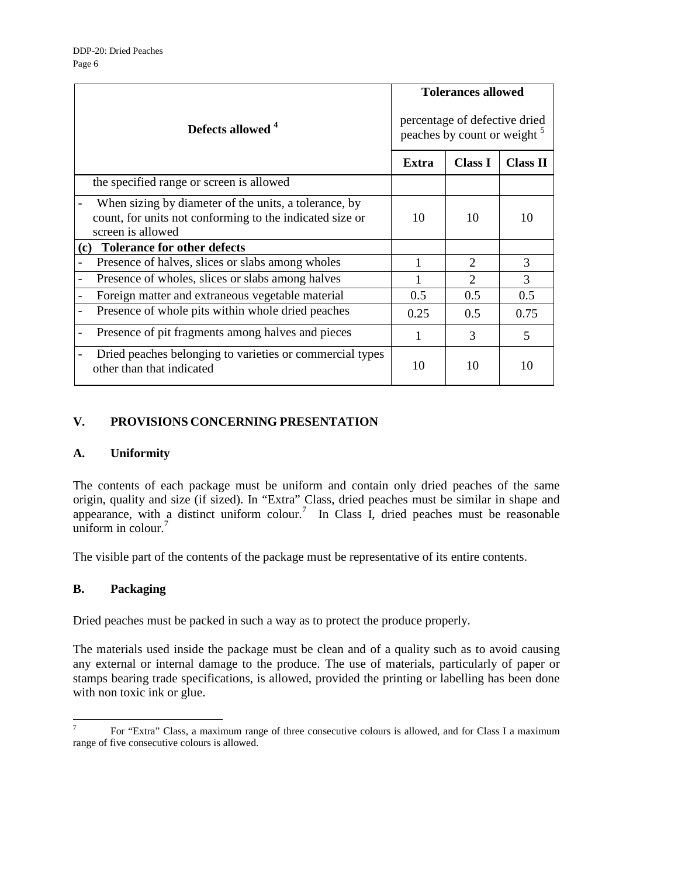| Defects allowed [4] | Tolerances allowed percentage of defective dried peaches by count or weight [5] | | |
|---|---|---|---|
| | Extra | Class I | Class II |
| the specified range or screen is allowed | | | |
| - When sizing by diameter of the units, a tolerance, by count, for units not conforming to the indicated size or screen is allowed | 10 | 10 | 10 |
| **(c) Tolerance for other defects** | | | |
| - Presence of halves, slices or slabs among wholes | 1 | 2 | 3 |
| - Presence of wholes, slices or slabs among halves | 1 | 2 | 3 |
| - Foreign matter and extraneous vegetable material | 0.5 | 0.5 | 0.5 |
| - Presence of whole pits within whole dried peaches | 0.25 | 0.5 | 0.75 |
| - Presence of pit fragments among halves and pieces | 1 | 3 | 5 |
| - Dried peaches belonging to varieties or commercial types other than that indicated | 10 | 10 | 10 |

## V. PROVISIONS CONCERNING PRESENTATION

### A. Uniformity

The contents of each package must be uniform and contain only dried peaches of the same origin, quality and size (if sized). In "Extra" Class, dried peaches must be similar in shape and appearance, with a distinct uniform colour.[7] In Class I, dried peaches must be reasonable uniform in colour.[7]

The visible part of the contents of the package must be representative of its entire contents.

### B. Packaging

Dried peaches must be packed in such a way as to protect the produce properly.

The materials used inside the package must be clean and of a quality such as to avoid causing any external or internal damage to the produce. The use of materials, particularly of paper or stamps bearing trade specifications, is allowed, provided the printing or labelling has been done with non toxic ink or glue.

---

[7] For "Extra" Class, a maximum range of three consecutive colours is allowed, and for Class I a maximum range of five consecutive colours is allowed.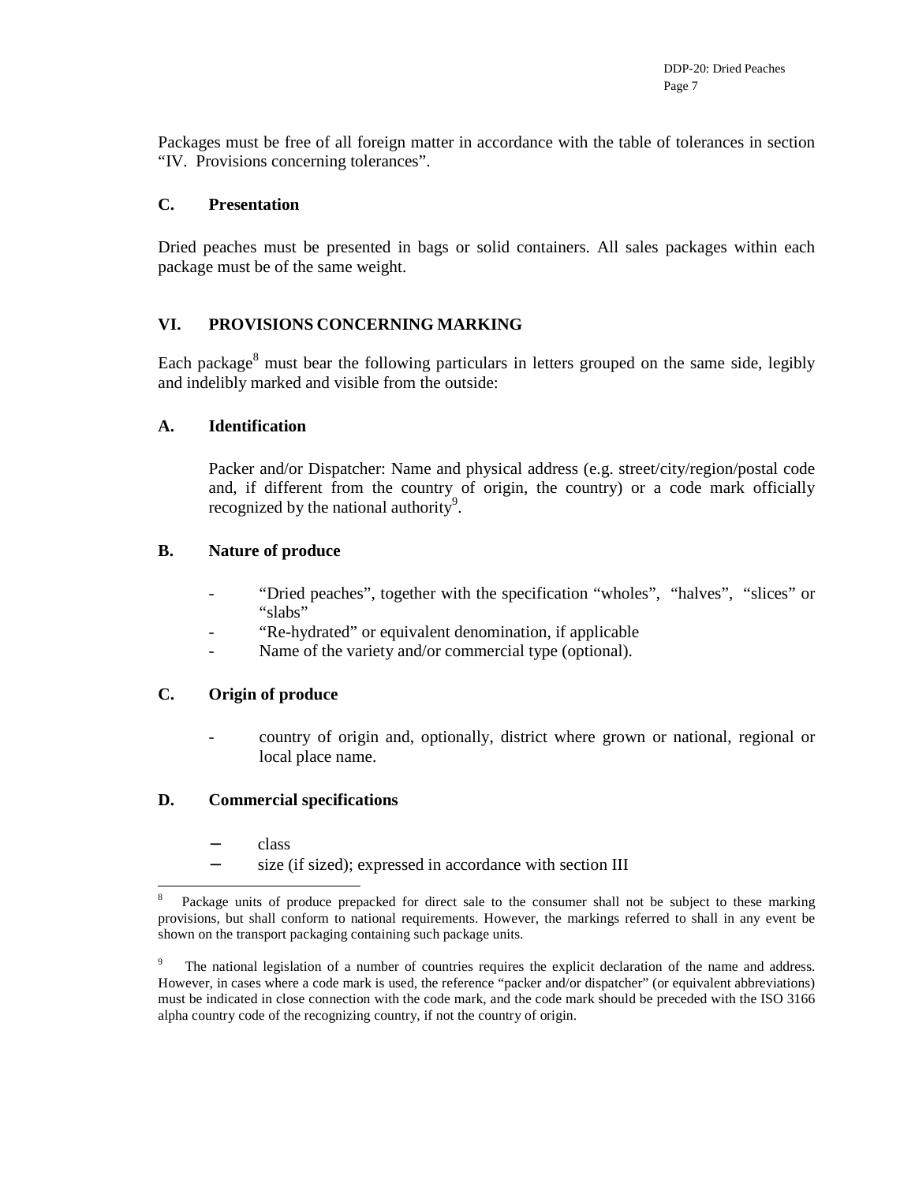Packages must be free of all foreign matter in accordance with the table of tolerances in section "IV. Provisions concerning tolerances".

### C. Presentation

Dried peaches must be presented in bags or solid containers. All sales packages within each package must be of the same weight.

## VI. PROVISIONS CONCERNING MARKING

Each package[8] must bear the following particulars in letters grouped on the same side, legibly and indelibly marked and visible from the outside:

### A. Identification

Packer and/or Dispatcher: Name and physical address (e.g. street/city/region/postal code and, if different from the country of origin, the country) or a code mark officially recognized by the national authority[9].

### B. Nature of produce

- "Dried peaches", together with the specification "wholes", "halves", "slices" or "slabs"
- "Re-hydrated" or equivalent denomination, if applicable
- Name of the variety and/or commercial type (optional).

### C. Origin of produce

- country of origin and, optionally, district where grown or national, regional or local place name.

### D. Commercial specifications

- class
- size (if sized); expressed in accordance with section III

---

[8] Package units of produce prepacked for direct sale to the consumer shall not be subject to these marking provisions, but shall conform to national requirements. However, the markings referred to shall in any event be shown on the transport packaging containing such package units.

[9] The national legislation of a number of countries requires the explicit declaration of the name and address. However, in cases where a code mark is used, the reference "packer and/or dispatcher" (or equivalent abbreviations) must be indicated in close connection with the code mark, and the code mark should be preceded with the ISO 3166 alpha country code of the recognizing country, if not the country of origin.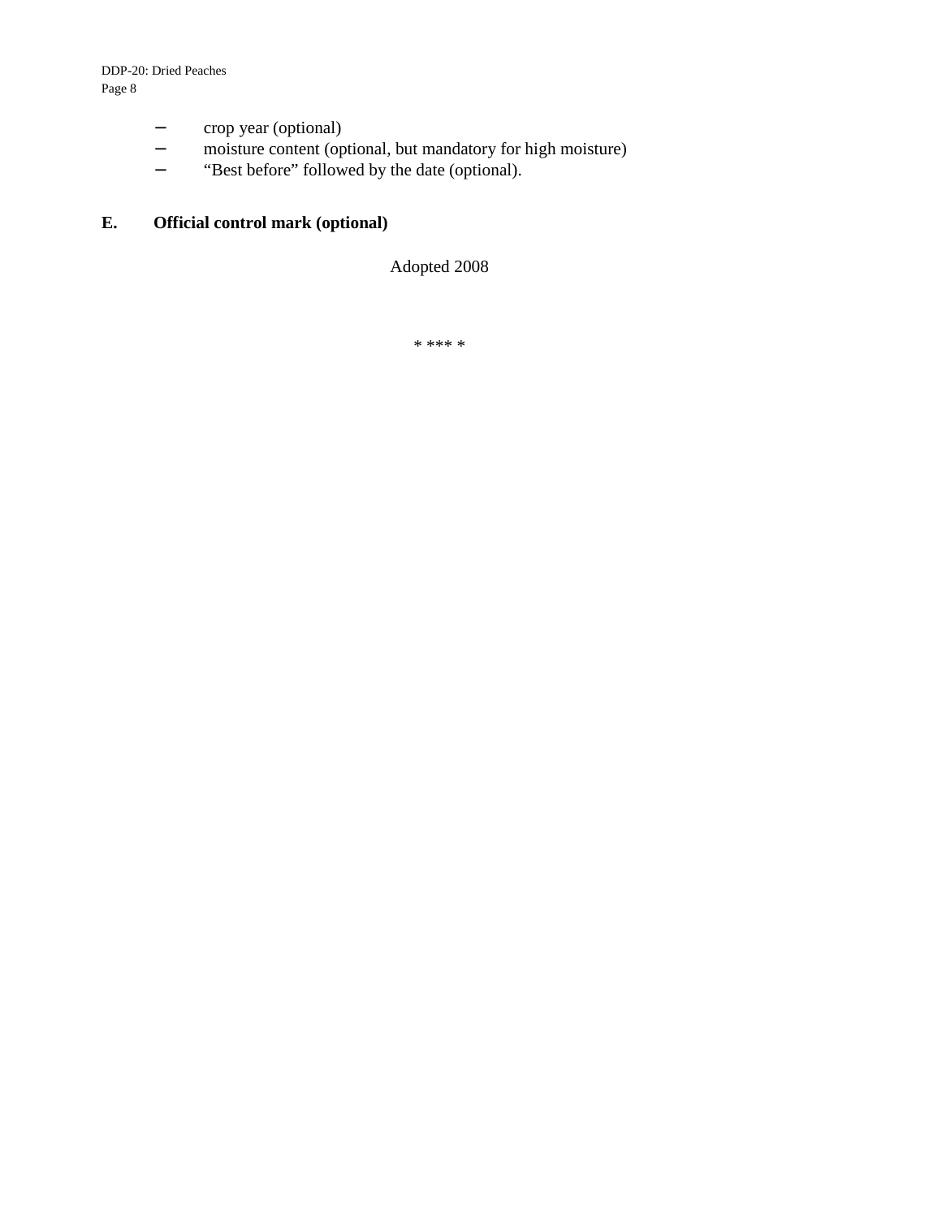- crop year (optional)
- moisture content (optional, but mandatory for high moisture)
- "Best before" followed by the date (optional).

## E. Official control mark (optional)

Adopted 2008

* *** *